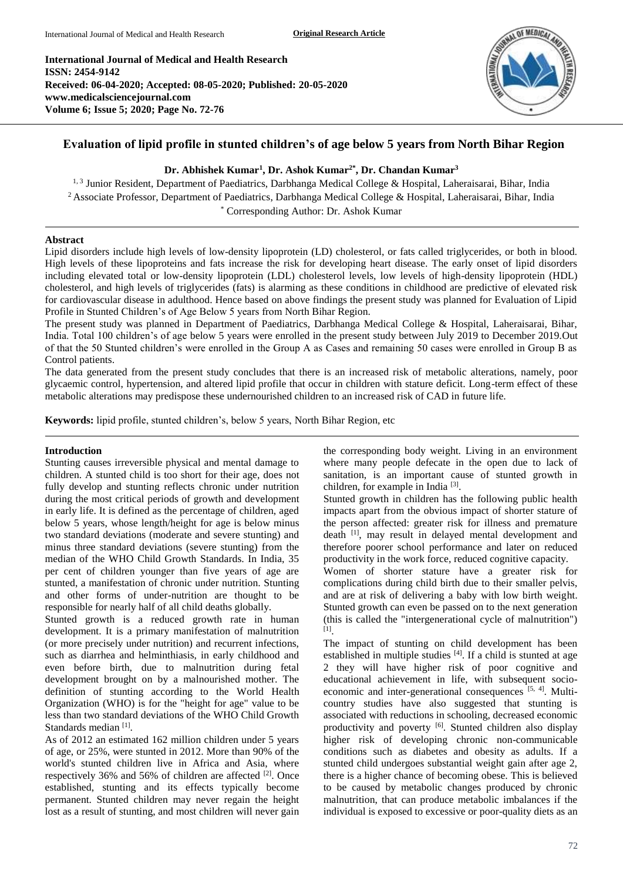**International Journal of Medical and Health Research**
**ISSN: 2454-9142**
**Received: 06-04-2020; Accepted: 08-05-2020; Published: 20-05-2020**
**www.medicalsciencejournal.com**
**Volume 6; Issue 5; 2020; Page No. 72-76**

# Evaluation of lipid profile in stunted children's of age below 5 years from North Bihar Region

**Dr. Abhishek Kumar[1], Dr. Ashok Kumar[2*], Dr. Chandan Kumar[3]**

[1, 3] Junior Resident, Department of Paediatrics, Darbhanga Medical College & Hospital, Laheraisarai, Bihar, India
[2] Associate Professor, Department of Paediatrics, Darbhanga Medical College & Hospital, Laheraisarai, Bihar, India
[*] Corresponding Author: Dr. Ashok Kumar

## Abstract

Lipid disorders include high levels of low-density lipoprotein (LD) cholesterol, or fats called triglycerides, or both in blood. High levels of these lipoproteins and fats increase the risk for developing heart disease. The early onset of lipid disorders including elevated total or low-density lipoprotein (LDL) cholesterol levels, low levels of high-density lipoprotein (HDL) cholesterol, and high levels of triglycerides (fats) is alarming as these conditions in childhood are predictive of elevated risk for cardiovascular disease in adulthood. Hence based on above findings the present study was planned for Evaluation of Lipid Profile in Stunted Children's of Age Below 5 years from North Bihar Region.

The present study was planned in Department of Paediatrics, Darbhanga Medical College & Hospital, Laheraisarai, Bihar, India. Total 100 children's of age below 5 years were enrolled in the present study between July 2019 to December 2019.Out of that the 50 Stunted children's were enrolled in the Group A as Cases and remaining 50 cases were enrolled in Group B as Control patients.

The data generated from the present study concludes that there is an increased risk of metabolic alterations, namely, poor glycaemic control, hypertension, and altered lipid profile that occur in children with stature deficit. Long-term effect of these metabolic alterations may predispose these undernourished children to an increased risk of CAD in future life.

**Keywords:** lipid profile, stunted children's, below 5 years, North Bihar Region, etc

## Introduction

Stunting causes irreversible physical and mental damage to children. A stunted child is too short for their age, does not fully develop and stunting reflects chronic under nutrition during the most critical periods of growth and development in early life. It is defined as the percentage of children, aged below 5 years, whose length/height for age is below minus two standard deviations (moderate and severe stunting) and minus three standard deviations (severe stunting) from the median of the WHO Child Growth Standards. In India, 35 per cent of children younger than five years of age are stunted, a manifestation of chronic under nutrition. Stunting and other forms of under-nutrition are thought to be responsible for nearly half of all child deaths globally.

Stunted growth is a reduced growth rate in human development. It is a primary manifestation of malnutrition (or more precisely under nutrition) and recurrent infections, such as diarrhea and helminthiasis, in early childhood and even before birth, due to malnutrition during fetal development brought on by a malnourished mother. The definition of stunting according to the World Health Organization (WHO) is for the "height for age" value to be less than two standard deviations of the WHO Child Growth Standards median [1].

As of 2012 an estimated 162 million children under 5 years of age, or 25%, were stunted in 2012. More than 90% of the world's stunted children live in Africa and Asia, where respectively 36% and 56% of children are affected [2]. Once established, stunting and its effects typically become permanent. Stunted children may never regain the height lost as a result of stunting, and most children will never gain the corresponding body weight. Living in an environment where many people defecate in the open due to lack of sanitation, is an important cause of stunted growth in children, for example in India [3].

Stunted growth in children has the following public health impacts apart from the obvious impact of shorter stature of the person affected: greater risk for illness and premature death [1], may result in delayed mental development and therefore poorer school performance and later on reduced productivity in the work force, reduced cognitive capacity.

Women of shorter stature have a greater risk for complications during child birth due to their smaller pelvis, and are at risk of delivering a baby with low birth weight. Stunted growth can even be passed on to the next generation (this is called the "intergenerational cycle of malnutrition") [1].

The impact of stunting on child development has been established in multiple studies [4]. If a child is stunted at age 2 they will have higher risk of poor cognitive and educational achievement in life, with subsequent socio-economic and inter-generational consequences [5, 4]. Multi-country studies have also suggested that stunting is associated with reductions in schooling, decreased economic productivity and poverty [6]. Stunted children also display higher risk of developing chronic non-communicable conditions such as diabetes and obesity as adults. If a stunted child undergoes substantial weight gain after age 2, there is a higher chance of becoming obese. This is believed to be caused by metabolic changes produced by chronic malnutrition, that can produce metabolic imbalances if the individual is exposed to excessive or poor-quality diets as an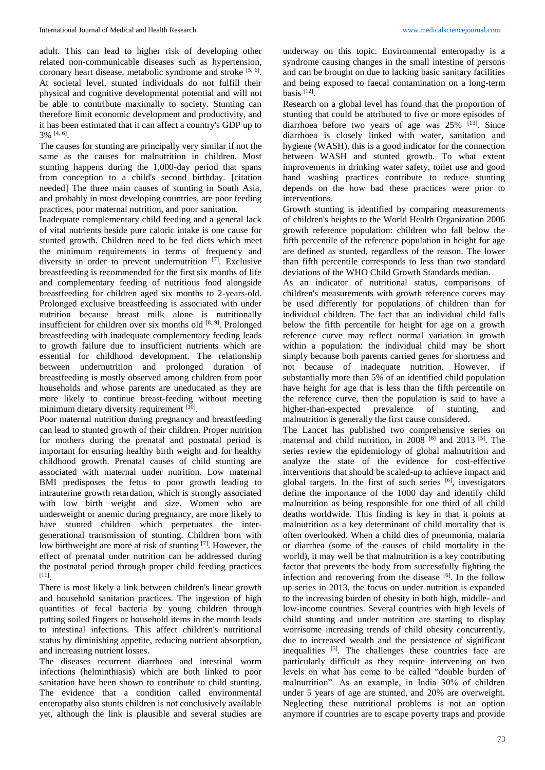adult. This can lead to higher risk of developing other related non-communicable diseases such as hypertension, coronary heart disease, metabolic syndrome and stroke [5, 6]. At societal level, stunted individuals do not fulfill their physical and cognitive developmental potential and will not be able to contribute maximally to society. Stunting can therefore limit economic development and productivity, and it has been estimated that it can affect a country's GDP up to 3% [4, 6].

The causes for stunting are principally very similar if not the same as the causes for malnutrition in children. Most stunting happens during the 1,000-day period that spans from conception to a child's second birthday. [citation needed] The three main causes of stunting in South Asia, and probably in most developing countries, are poor feeding practices, poor maternal nutrition, and poor sanitation.

Inadequate complementary child feeding and a general lack of vital nutrients beside pure caloric intake is one cause for stunted growth. Children need to be fed diets which meet the minimum requirements in terms of frequency and diversity in order to prevent undernutrition [7]. Exclusive breastfeeding is recommended for the first six months of life and complementary feeding of nutritious food alongside breastfeeding for children aged six months to 2-years-old. Prolonged exclusive breastfeeding is associated with under nutrition because breast milk alone is nutritionally insufficient for children over six months old [8, 9]. Prolonged breastfeeding with inadequate complementary feeding leads to growth failure due to insufficient nutrients which are essential for childhood development. The relationship between undernutrition and prolonged duration of breastfeeding is mostly observed among children from poor households and whose parents are uneducated as they are more likely to continue breast-feeding without meeting minimum dietary diversity requirement [10].

Poor maternal nutrition during pregnancy and breastfeeding can lead to stunted growth of their children. Proper nutrition for mothers during the prenatal and postnatal period is important for ensuring healthy birth weight and for healthy childhood growth. Prenatal causes of child stunting are associated with maternal under nutrition. Low maternal BMI predisposes the fetus to poor growth leading to intrauterine growth retardation, which is strongly associated with low birth weight and size. Women who are underweight or anemic during pregnancy, are more likely to have stunted children which perpetuates the inter-generational transmission of stunting. Children born with low birthweight are more at risk of stunting [7]. However, the effect of prenatal under nutrition can be addressed during the postnatal period through proper child feeding practices [11].

There is most likely a link between children's linear growth and household sanitation practices. The ingestion of high quantities of fecal bacteria by young children through putting soiled fingers or household items in the mouth leads to intestinal infections. This affect children's nutritional status by diminishing appetite, reducing nutrient absorption, and increasing nutrient losses.

The diseases recurrent diarrhoea and intestinal worm infections (helminthiasis) which are both linked to poor sanitation have been shown to contribute to child stunting. The evidence that a condition called environmental enteropathy also stunts children is not conclusively available yet, although the link is plausible and several studies are underway on this topic. Environmental enteropathy is a syndrome causing changes in the small intestine of persons and can be brought on due to lacking basic sanitary facilities and being exposed to faecal contamination on a long-term basis [12].

Research on a global level has found that the proportion of stunting that could be attributed to five or more episodes of diarrhoea before two years of age was 25% [13]. Since diarrhoea is closely linked with water, sanitation and hygiene (WASH), this is a good indicator for the connection between WASH and stunted growth. To what extent improvements in drinking water safety, toilet use and good hand washing practices contribute to reduce stunting depends on the how bad these practices were prior to interventions.

Growth stunting is identified by comparing measurements of children's heights to the World Health Organization 2006 growth reference population: children who fall below the fifth percentile of the reference population in height for age are defined as stunted, regardless of the reason. The lower than fifth percentile corresponds to less than two standard deviations of the WHO Child Growth Standards median.

As an indicator of nutritional status, comparisons of children's measurements with growth reference curves may be used differently for populations of children than for individual children. The fact that an individual child falls below the fifth percentile for height for age on a growth reference curve may reflect normal variation in growth within a population: the individual child may be short simply because both parents carried genes for shortness and not because of inadequate nutrition. However, if substantially more than 5% of an identified child population have height for age that is less than the fifth percentile on the reference curve, then the population is said to have a higher-than-expected prevalence of stunting, and malnutrition is generally the first cause considered.

The Lancet has published two comprehensive series on maternal and child nutrition, in 2008 [6] and 2013 [5]. The series review the epidemiology of global malnutrition and analyze the state of the evidence for cost-effective interventions that should be scaled-up to achieve impact and global targets. In the first of such series [6], investigators define the importance of the 1000 day and identify child malnutrition as being responsible for one third of all child deaths worldwide. This finding is key in that it points at malnutrition as a key determinant of child mortality that is often overlooked. When a child dies of pneumonia, malaria or diarrhea (some of the causes of child mortality in the world), it may well be that malnutrition is a key contributing factor that prevents the body from successfully fighting the infection and recovering from the disease [6]. In the follow up series in 2013, the focus on under nutrition is expanded to the increasing burden of obesity in both high, middle- and low-income countries. Several countries with high levels of child stunting and under nutrition are starting to display worrisome increasing trends of child obesity concurrently, due to increased wealth and the persistence of significant inequalities [5]. The challenges these countries face are particularly difficult as they require intervening on two levels on what has come to be called "double burden of malnutrition". As an example, in India 30% of children under 5 years of age are stunted, and 20% are overweight. Neglecting these nutritional problems is not an option anymore if countries are to escape poverty traps and provide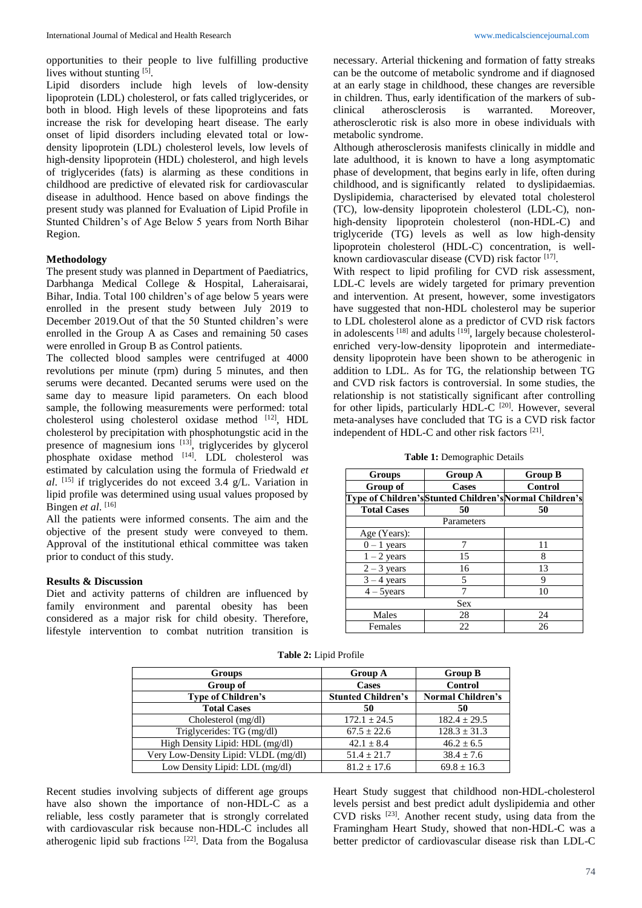opportunities to their people to live fulfilling productive lives without stunting [5].

Lipid disorders include high levels of low-density lipoprotein (LDL) cholesterol, or fats called triglycerides, or both in blood. High levels of these lipoproteins and fats increase the risk for developing heart disease. The early onset of lipid disorders including elevated total or low-density lipoprotein (LDL) cholesterol levels, low levels of high-density lipoprotein (HDL) cholesterol, and high levels of triglycerides (fats) is alarming as these conditions in childhood are predictive of elevated risk for cardiovascular disease in adulthood. Hence based on above findings the present study was planned for Evaluation of Lipid Profile in Stunted Children's of Age Below 5 years from North Bihar Region.

## Methodology

The present study was planned in Department of Paediatrics, Darbhanga Medical College & Hospital, Laheraisarai, Bihar, India. Total 100 children's of age below 5 years were enrolled in the present study between July 2019 to December 2019.Out of that the 50 Stunted children's were enrolled in the Group A as Cases and remaining 50 cases were enrolled in Group B as Control patients.

The collected blood samples were centrifuged at 4000 revolutions per minute (rpm) during 5 minutes, and then serums were decanted. Decanted serums were used on the same day to measure lipid parameters. On each blood sample, the following measurements were performed: total cholesterol using cholesterol oxidase method [12], HDL cholesterol by precipitation with phosphotungstic acid in the presence of magnesium ions [13], triglycerides by glycerol phosphate oxidase method [14]. LDL cholesterol was estimated by calculation using the formula of Friedwald *et al*. [15] if triglycerides do not exceed 3.4 g/L. Variation in lipid profile was determined using usual values proposed by Bingen *et al*. [16]

All the patients were informed consents. The aim and the objective of the present study were conveyed to them. Approval of the institutional ethical committee was taken prior to conduct of this study.

## Results & Discussion

Diet and activity patterns of children are influenced by family environment and parental obesity has been considered as a major risk for child obesity. Therefore, lifestyle intervention to combat nutrition transition is necessary. Arterial thickening and formation of fatty streaks can be the outcome of metabolic syndrome and if diagnosed at an early stage in childhood, these changes are reversible in children. Thus, early identification of the markers of sub-clinical atherosclerosis is warranted. Moreover, atherosclerotic risk is also more in obese individuals with metabolic syndrome.

Although atherosclerosis manifests clinically in middle and late adulthood, it is known to have a long asymptomatic phase of development, that begins early in life, often during childhood, and is significantly related to dyslipidaemias. Dyslipidemia, characterised by elevated total cholesterol (TC), low-density lipoprotein cholesterol (LDL-C), non-high-density lipoprotein cholesterol (non-HDL-C) and triglyceride (TG) levels as well as low high-density lipoprotein cholesterol (HDL-C) concentration, is well-known cardiovascular disease (CVD) risk factor [17].

With respect to lipid profiling for CVD risk assessment, LDL-C levels are widely targeted for primary prevention and intervention. At present, however, some investigators have suggested that non-HDL cholesterol may be superior to LDL cholesterol alone as a predictor of CVD risk factors in adolescents [18] and adults [19], largely because cholesterol-enriched very-low-density lipoprotein and intermediate-density lipoprotein have been shown to be atherogenic in addition to LDL. As for TG, the relationship between TG and CVD risk factors is controversial. In some studies, the relationship is not statistically significant after controlling for other lipids, particularly HDL-C [20]. However, several meta-analyses have concluded that TG is a CVD risk factor independent of HDL-C and other risk factors [21].

**Table 1:** Demographic Details

| Groups | Group A | Group B |
|---|---|---|
| Group of | Cases | Control |
| Type of Children's | Stunted Children's | Normal Children's |
| Total Cases | 50 | 50 |
| Parameters | | |
| Age (Years): | | |
| 0 – 1 years | 7 | 11 |
| 1 – 2 years | 15 | 8 |
| 2 – 3 years | 16 | 13 |
| 3 – 4 years | 5 | 9 |
| 4 – 5years | 7 | 10 |
| Sex | | |
| Males | 28 | 24 |
| Females | 22 | 26 |

**Table 2:** Lipid Profile

| Groups | Group A | Group B |
|---|---|---|
| Group of | Cases | Control |
| Type of Children's | Stunted Children's | Normal Children's |
| Total Cases | 50 | 50 |
| Cholesterol (mg/dl) | 172.1 ± 24.5 | 182.4 ± 29.5 |
| Triglycerides: TG (mg/dl) | 67.5 ± 22.6 | 128.3 ± 31.3 |
| High Density Lipid: HDL (mg/dl) | 42.1 ± 8.4 | 46.2 ± 6.5 |
| Very Low-Density Lipid: VLDL (mg/dl) | 51.4 ± 21.7 | 38.4 ± 7.6 |
| Low Density Lipid: LDL (mg/dl) | 81.2 ± 17.6 | 69.8 ± 16.3 |

Recent studies involving subjects of different age groups have also shown the importance of non-HDL-C as a reliable, less costly parameter that is strongly correlated with cardiovascular risk because non-HDL-C includes all atherogenic lipid sub fractions [22]. Data from the Bogalusa Heart Study suggest that childhood non-HDL-cholesterol levels persist and best predict adult dyslipidemia and other CVD risks [23]. Another recent study, using data from the Framingham Heart Study, showed that non-HDL-C was a better predictor of cardiovascular disease risk than LDL-C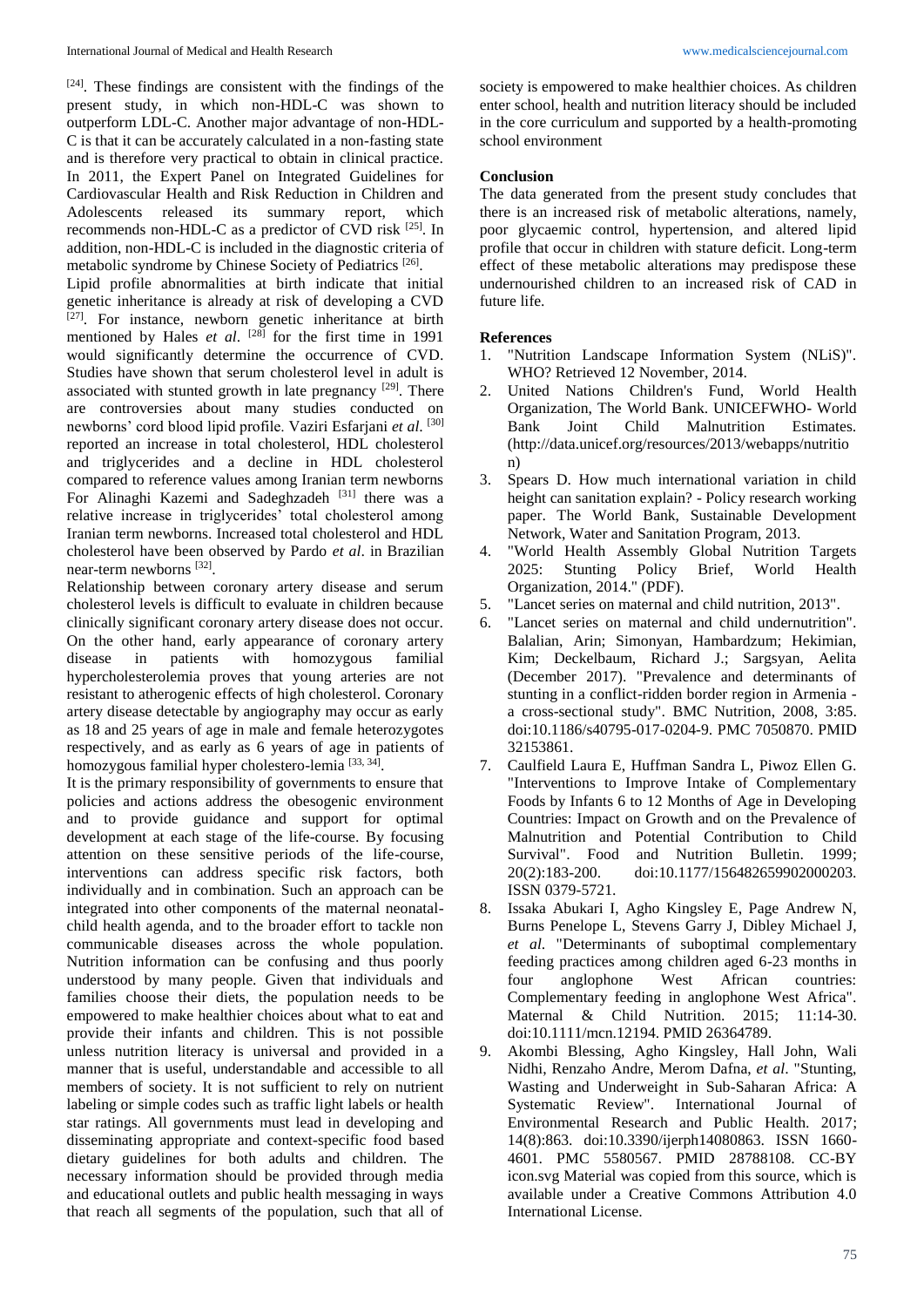[24]. These findings are consistent with the findings of the present study, in which non-HDL-C was shown to outperform LDL-C. Another major advantage of non-HDL-C is that it can be accurately calculated in a non-fasting state and is therefore very practical to obtain in clinical practice. In 2011, the Expert Panel on Integrated Guidelines for Cardiovascular Health and Risk Reduction in Children and Adolescents released its summary report, which recommends non-HDL-C as a predictor of CVD risk [25]. In addition, non-HDL-C is included in the diagnostic criteria of metabolic syndrome by Chinese Society of Pediatrics [26].

Lipid profile abnormalities at birth indicate that initial genetic inheritance is already at risk of developing a CVD [27]. For instance, newborn genetic inheritance at birth mentioned by Hales *et al*. [28] for the first time in 1991 would significantly determine the occurrence of CVD. Studies have shown that serum cholesterol level in adult is associated with stunted growth in late pregnancy [29]. There are controversies about many studies conducted on newborns' cord blood lipid profile. Vaziri Esfarjani *et al*. [30] reported an increase in total cholesterol, HDL cholesterol and triglycerides and a decline in HDL cholesterol compared to reference values among Iranian term newborns For Alinaghi Kazemi and Sadeghzadeh [31] there was a relative increase in triglycerides' total cholesterol among Iranian term newborns. Increased total cholesterol and HDL cholesterol have been observed by Pardo *et al*. in Brazilian near-term newborns [32].

Relationship between coronary artery disease and serum cholesterol levels is difficult to evaluate in children because clinically significant coronary artery disease does not occur. On the other hand, early appearance of coronary artery disease in patients with homozygous familial hypercholesterolemia proves that young arteries are not resistant to atherogenic effects of high cholesterol. Coronary artery disease detectable by angiography may occur as early as 18 and 25 years of age in male and female heterozygotes respectively, and as early as 6 years of age in patients of homozygous familial hyper cholestero-lemia [33, 34].

It is the primary responsibility of governments to ensure that policies and actions address the obesogenic environment and to provide guidance and support for optimal development at each stage of the life-course. By focusing attention on these sensitive periods of the life-course, interventions can address specific risk factors, both individually and in combination. Such an approach can be integrated into other components of the maternal neonatal-child health agenda, and to the broader effort to tackle non communicable diseases across the whole population. Nutrition information can be confusing and thus poorly understood by many people. Given that individuals and families choose their diets, the population needs to be empowered to make healthier choices about what to eat and provide their infants and children. This is not possible unless nutrition literacy is universal and provided in a manner that is useful, understandable and accessible to all members of society. It is not sufficient to rely on nutrient labeling or simple codes such as traffic light labels or health star ratings. All governments must lead in developing and disseminating appropriate and context-specific food based dietary guidelines for both adults and children. The necessary information should be provided through media and educational outlets and public health messaging in ways that reach all segments of the population, such that all of society is empowered to make healthier choices. As children enter school, health and nutrition literacy should be included in the core curriculum and supported by a health-promoting school environment

## Conclusion

The data generated from the present study concludes that there is an increased risk of metabolic alterations, namely, poor glycaemic control, hypertension, and altered lipid profile that occur in children with stature deficit. Long-term effect of these metabolic alterations may predispose these undernourished children to an increased risk of CAD in future life.

## References

1. "Nutrition Landscape Information System (NLiS)". WHO? Retrieved 12 November, 2014.
2. United Nations Children's Fund, World Health Organization, The World Bank. UNICEFWHO- World Bank Joint Child Malnutrition Estimates. (http://data.unicef.org/resources/2013/webapps/nutrition)
3. Spears D. How much international variation in child height can sanitation explain? - Policy research working paper. The World Bank, Sustainable Development Network, Water and Sanitation Program, 2013.
4. "World Health Assembly Global Nutrition Targets 2025: Stunting Policy Brief, World Health Organization, 2014." (PDF).
5. "Lancet series on maternal and child nutrition, 2013".
6. "Lancet series on maternal and child undernutrition". Balalian, Arin; Simonyan, Hambardzum; Hekimian, Kim; Deckelbaum, Richard J.; Sargsyan, Aelita (December 2017). "Prevalence and determinants of stunting in a conflict-ridden border region in Armenia - a cross-sectional study". BMC Nutrition, 2008, 3:85. doi:10.1186/s40795-017-0204-9. PMC 7050870. PMID 32153861.
7. Caulfield Laura E, Huffman Sandra L, Piwoz Ellen G. "Interventions to Improve Intake of Complementary Foods by Infants 6 to 12 Months of Age in Developing Countries: Impact on Growth and on the Prevalence of Malnutrition and Potential Contribution to Child Survival". Food and Nutrition Bulletin. 1999; 20(2):183-200. doi:10.1177/156482659902000203. ISSN 0379-5721.
8. Issaka Abukari I, Agho Kingsley E, Page Andrew N, Burns Penelope L, Stevens Garry J, Dibley Michael J, *et al*. "Determinants of suboptimal complementary feeding practices among children aged 6-23 months in four anglophone West African countries: Complementary feeding in anglophone West Africa". Maternal & Child Nutrition. 2015; 11:14-30. doi:10.1111/mcn.12194. PMID 26364789.
9. Akombi Blessing, Agho Kingsley, Hall John, Wali Nidhi, Renzaho Andre, Merom Dafna, *et al*. "Stunting, Wasting and Underweight in Sub-Saharan Africa: A Systematic Review". International Journal of Environmental Research and Public Health. 2017; 14(8):863. doi:10.3390/ijerph14080863. ISSN 1660-4601. PMC 5580567. PMID 28788108. CC-BY icon.svg Material was copied from this source, which is available under a Creative Commons Attribution 4.0 International License.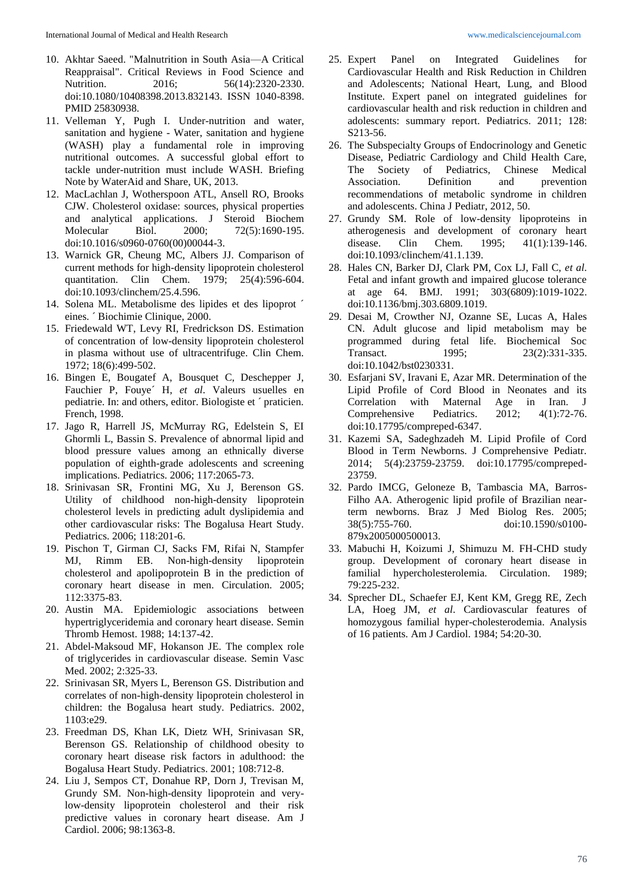10. Akhtar Saeed. "Malnutrition in South Asia—A Critical Reappraisal". Critical Reviews in Food Science and Nutrition. 2016; 56(14):2320-2330. doi:10.1080/10408398.2013.832143. ISSN 1040-8398. PMID 25830938.
11. Velleman Y, Pugh I. Under-nutrition and water, sanitation and hygiene - Water, sanitation and hygiene (WASH) play a fundamental role in improving nutritional outcomes. A successful global effort to tackle under-nutrition must include WASH. Briefing Note by WaterAid and Share, UK, 2013.
12. MacLachlan J, Wotherspoon ATL, Ansell RO, Brooks CJW. Cholesterol oxidase: sources, physical properties and analytical applications. J Steroid Biochem Molecular Biol. 2000; 72(5):1690-195. doi:10.1016/s0960-0760(00)00044-3.
13. Warnick GR, Cheung MC, Albers JJ. Comparison of current methods for high-density lipoprotein cholesterol quantitation. Clin Chem. 1979; 25(4):596-604. doi:10.1093/clinchem/25.4.596.
14. Solena ML. Metabolisme des lipides et des lipoprot ´ eines. ´ Biochimie Clinique, 2000.
15. Friedewald WT, Levy RI, Fredrickson DS. Estimation of concentration of low-density lipoprotein cholesterol in plasma without use of ultracentrifuge. Clin Chem. 1972; 18(6):499-502.
16. Bingen E, Bougatef A, Bousquet C, Deschepper J, Fauchier P, Fouye´ H, *et al*. Valeurs usuelles en pediatrie. In: and others, editor. Biologiste et ´ praticien. French, 1998.
17. Jago R, Harrell JS, McMurray RG, Edelstein S, El Ghormli L, Bassin S. Prevalence of abnormal lipid and blood pressure values among an ethnically diverse population of eighth-grade adolescents and screening implications. Pediatrics. 2006; 117:2065-73.
18. Srinivasan SR, Frontini MG, Xu J, Berenson GS. Utility of childhood non-high-density lipoprotein cholesterol levels in predicting adult dyslipidemia and other cardiovascular risks: The Bogalusa Heart Study. Pediatrics. 2006; 118:201-6.
19. Pischon T, Girman CJ, Sacks FM, Rifai N, Stampfer MJ, Rimm EB. Non-high-density lipoprotein cholesterol and apolipoprotein B in the prediction of coronary heart disease in men. Circulation. 2005; 112:3375-83.
20. Austin MA. Epidemiologic associations between hypertriglyceridemia and coronary heart disease. Semin Thromb Hemost. 1988; 14:137-42.
21. Abdel-Maksoud MF, Hokanson JE. The complex role of triglycerides in cardiovascular disease. Semin Vasc Med. 2002; 2:325-33.
22. Srinivasan SR, Myers L, Berenson GS. Distribution and correlates of non-high-density lipoprotein cholesterol in children: the Bogalusa heart study. Pediatrics. 2002, 1103:e29.
23. Freedman DS, Khan LK, Dietz WH, Srinivasan SR, Berenson GS. Relationship of childhood obesity to coronary heart disease risk factors in adulthood: the Bogalusa Heart Study. Pediatrics. 2001; 108:712-8.
24. Liu J, Sempos CT, Donahue RP, Dorn J, Trevisan M, Grundy SM. Non-high-density lipoprotein and very-low-density lipoprotein cholesterol and their risk predictive values in coronary heart disease. Am J Cardiol. 2006; 98:1363-8.
25. Expert Panel on Integrated Guidelines for Cardiovascular Health and Risk Reduction in Children and Adolescents; National Heart, Lung, and Blood Institute. Expert panel on integrated guidelines for cardiovascular health and risk reduction in children and adolescents: summary report. Pediatrics. 2011; 128: S213-56.
26. The Subspecialty Groups of Endocrinology and Genetic Disease, Pediatric Cardiology and Child Health Care, The Society of Pediatrics, Chinese Medical Association. Definition and prevention recommendations of metabolic syndrome in children and adolescents. China J Pediatr, 2012, 50.
27. Grundy SM. Role of low-density lipoproteins in atherogenesis and development of coronary heart disease. Clin Chem. 1995; 41(1):139-146. doi:10.1093/clinchem/41.1.139.
28. Hales CN, Barker DJ, Clark PM, Cox LJ, Fall C, *et al*. Fetal and infant growth and impaired glucose tolerance at age 64. BMJ. 1991; 303(6809):1019-1022. doi:10.1136/bmj.303.6809.1019.
29. Desai M, Crowther NJ, Ozanne SE, Lucas A, Hales CN. Adult glucose and lipid metabolism may be programmed during fetal life. Biochemical Soc Transact. 1995; 23(2):331-335. doi:10.1042/bst0230331.
30. Esfarjani SV, Iravani E, Azar MR. Determination of the Lipid Profile of Cord Blood in Neonates and its Correlation with Maternal Age in Iran. J Comprehensive Pediatrics. 2012; 4(1):72-76. doi:10.17795/compreped-6347.
31. Kazemi SA, Sadeghzadeh M. Lipid Profile of Cord Blood in Term Newborns. J Comprehensive Pediatr. 2014; 5(4):23759-23759. doi:10.17795/compreped-23759.
32. Pardo IMCG, Geloneze B, Tambascia MA, Barros-Filho AA. Atherogenic lipid profile of Brazilian near-term newborns. Braz J Med Biolog Res. 2005; 38(5):755-760. doi:10.1590/s0100-879x2005000500013.
33. Mabuchi H, Koizumi J, Shimuzu M. FH-CHD study group. Development of coronary heart disease in familial hypercholesterolemia. Circulation. 1989; 79:225-232.
34. Sprecher DL, Schaefer EJ, Kent KM, Gregg RE, Zech LA, Hoeg JM, *et al*. Cardiovascular features of homozygous familial hyper-cholesterodemia. Analysis of 16 patients. Am J Cardiol. 1984; 54:20-30.